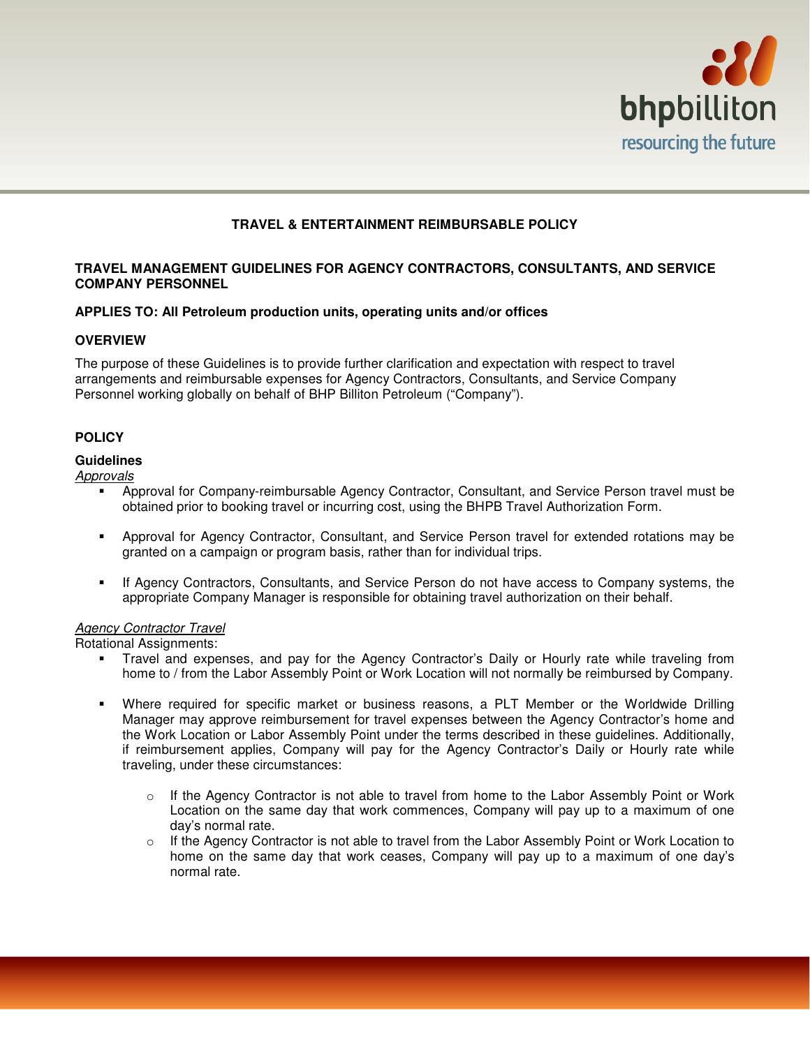# TRAVEL & ENTERTAINMENT REIMBURSABLE POLICY

## TRAVEL MANAGEMENT GUIDELINES FOR AGENCY CONTRACTORS, CONSULTANTS, AND SERVICE COMPANY PERSONNEL

**APPLIES TO: All Petroleum production units, operating units and/or offices**

### OVERVIEW

The purpose of these Guidelines is to provide further clarification and expectation with respect to travel arrangements and reimbursable expenses for Agency Contractors, Consultants, and Service Company Personnel working globally on behalf of BHP Billiton Petroleum ("Company").

### POLICY

**Guidelines**

*Approvals*

- Approval for Company-reimbursable Agency Contractor, Consultant, and Service Person travel must be obtained prior to booking travel or incurring cost, using the BHPB Travel Authorization Form.
- Approval for Agency Contractor, Consultant, and Service Person travel for extended rotations may be granted on a campaign or program basis, rather than for individual trips.
- If Agency Contractors, Consultants, and Service Person do not have access to Company systems, the appropriate Company Manager is responsible for obtaining travel authorization on their behalf.

*Agency Contractor Travel*

Rotational Assignments:

- Travel and expenses, and pay for the Agency Contractor's Daily or Hourly rate while traveling from home to / from the Labor Assembly Point or Work Location will not normally be reimbursed by Company.
- Where required for specific market or business reasons, a PLT Member or the Worldwide Drilling Manager may approve reimbursement for travel expenses between the Agency Contractor's home and the Work Location or Labor Assembly Point under the terms described in these guidelines. Additionally, if reimbursement applies, Company will pay for the Agency Contractor's Daily or Hourly rate while traveling, under these circumstances:
  - If the Agency Contractor is not able to travel from home to the Labor Assembly Point or Work Location on the same day that work commences, Company will pay up to a maximum of one day's normal rate.
  - If the Agency Contractor is not able to travel from the Labor Assembly Point or Work Location to home on the same day that work ceases, Company will pay up to a maximum of one day's normal rate.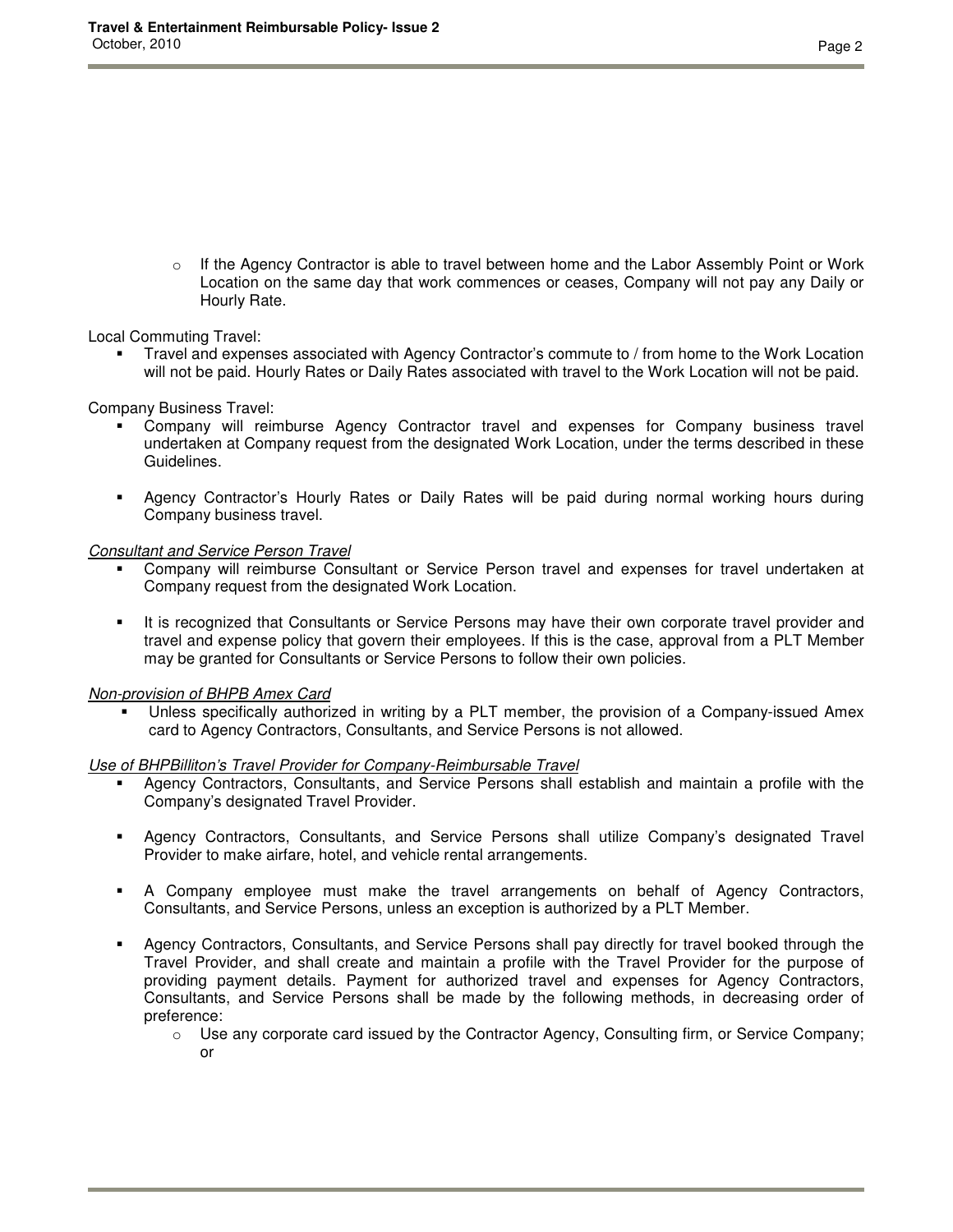- If the Agency Contractor is able to travel between home and the Labor Assembly Point or Work Location on the same day that work commences or ceases, Company will not pay any Daily or Hourly Rate.

Local Commuting Travel:

- Travel and expenses associated with Agency Contractor's commute to / from home to the Work Location will not be paid. Hourly Rates or Daily Rates associated with travel to the Work Location will not be paid.

Company Business Travel:

- Company will reimburse Agency Contractor travel and expenses for Company business travel undertaken at Company request from the designated Work Location, under the terms described in these Guidelines.
- Agency Contractor's Hourly Rates or Daily Rates will be paid during normal working hours during Company business travel.

*Consultant and Service Person Travel*

- Company will reimburse Consultant or Service Person travel and expenses for travel undertaken at Company request from the designated Work Location.
- It is recognized that Consultants or Service Persons may have their own corporate travel provider and travel and expense policy that govern their employees. If this is the case, approval from a PLT Member may be granted for Consultants or Service Persons to follow their own policies.

*Non-provision of BHPB Amex Card*

- Unless specifically authorized in writing by a PLT member, the provision of a Company-issued Amex card to Agency Contractors, Consultants, and Service Persons is not allowed.

*Use of BHPBilliton's Travel Provider for Company-Reimbursable Travel*

- Agency Contractors, Consultants, and Service Persons shall establish and maintain a profile with the Company's designated Travel Provider.
- Agency Contractors, Consultants, and Service Persons shall utilize Company's designated Travel Provider to make airfare, hotel, and vehicle rental arrangements.
- A Company employee must make the travel arrangements on behalf of Agency Contractors, Consultants, and Service Persons, unless an exception is authorized by a PLT Member.
- Agency Contractors, Consultants, and Service Persons shall pay directly for travel booked through the Travel Provider, and shall create and maintain a profile with the Travel Provider for the purpose of providing payment details. Payment for authorized travel and expenses for Agency Contractors, Consultants, and Service Persons shall be made by the following methods, in decreasing order of preference:
  - Use any corporate card issued by the Contractor Agency, Consulting firm, or Service Company; or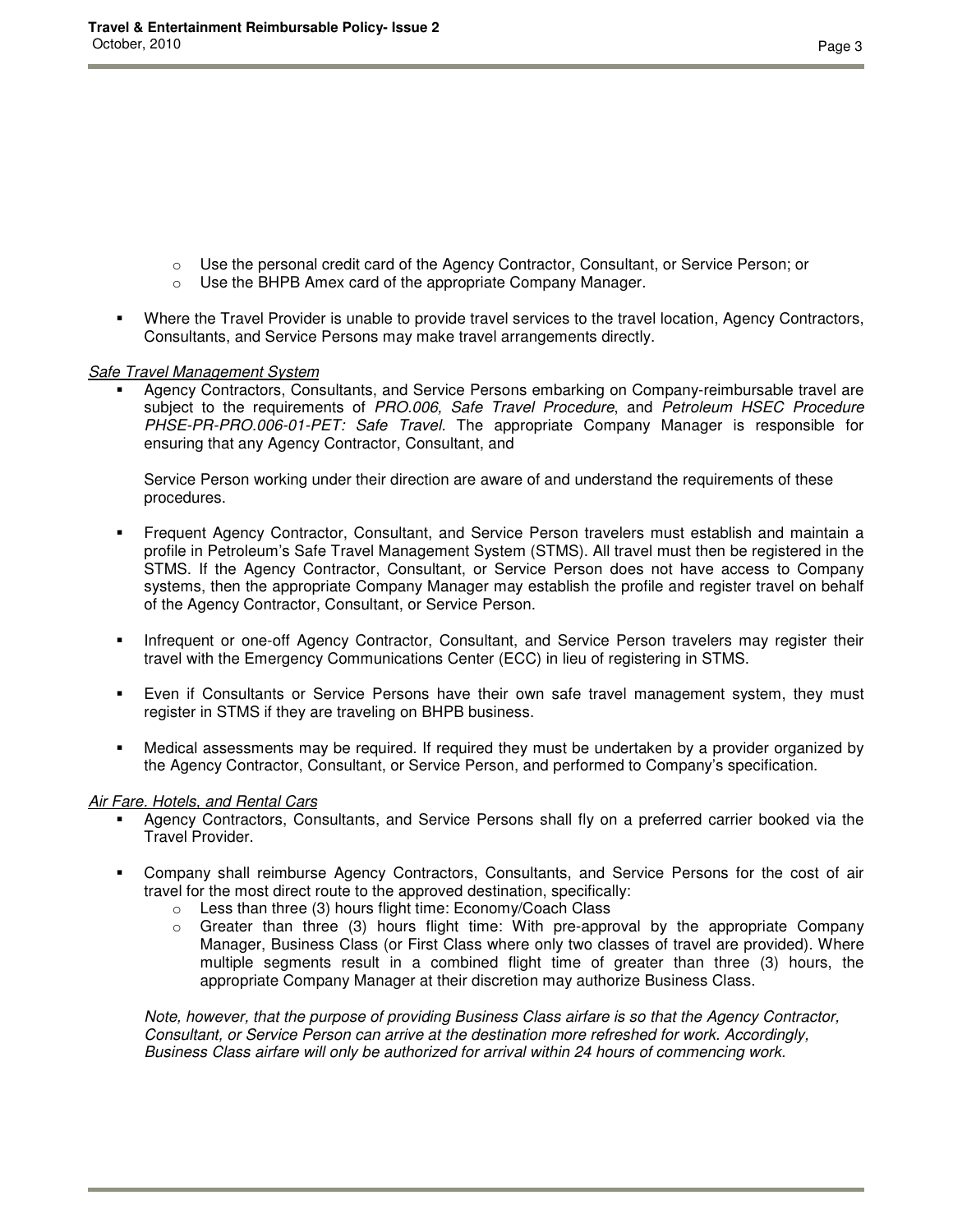- Use the personal credit card of the Agency Contractor, Consultant, or Service Person; or
  - Use the BHPB Amex card of the appropriate Company Manager.

- Where the Travel Provider is unable to provide travel services to the travel location, Agency Contractors, Consultants, and Service Persons may make travel arrangements directly.

*Safe Travel Management System*

- Agency Contractors, Consultants, and Service Persons embarking on Company-reimbursable travel are subject to the requirements of *PRO.006, Safe Travel Procedure*, and *Petroleum HSEC Procedure PHSE-PR-PRO.006-01-PET: Safe Travel*. The appropriate Company Manager is responsible for ensuring that any Agency Contractor, Consultant, and

  Service Person working under their direction are aware of and understand the requirements of these procedures.

- Frequent Agency Contractor, Consultant, and Service Person travelers must establish and maintain a profile in Petroleum's Safe Travel Management System (STMS). All travel must then be registered in the STMS. If the Agency Contractor, Consultant, or Service Person does not have access to Company systems, then the appropriate Company Manager may establish the profile and register travel on behalf of the Agency Contractor, Consultant, or Service Person.

- Infrequent or one-off Agency Contractor, Consultant, and Service Person travelers may register their travel with the Emergency Communications Center (ECC) in lieu of registering in STMS.

- Even if Consultants or Service Persons have their own safe travel management system, they must register in STMS if they are traveling on BHPB business.

- Medical assessments may be required. If required they must be undertaken by a provider organized by the Agency Contractor, Consultant, or Service Person, and performed to Company's specification.

*Air Fare. Hotels, and Rental Cars*

- Agency Contractors, Consultants, and Service Persons shall fly on a preferred carrier booked via the Travel Provider.

- Company shall reimburse Agency Contractors, Consultants, and Service Persons for the cost of air travel for the most direct route to the approved destination, specifically:
  - Less than three (3) hours flight time: Economy/Coach Class
  - Greater than three (3) hours flight time: With pre-approval by the appropriate Company Manager, Business Class (or First Class where only two classes of travel are provided). Where multiple segments result in a combined flight time of greater than three (3) hours, the appropriate Company Manager at their discretion may authorize Business Class.

  *Note, however, that the purpose of providing Business Class airfare is so that the Agency Contractor, Consultant, or Service Person can arrive at the destination more refreshed for work. Accordingly, Business Class airfare will only be authorized for arrival within 24 hours of commencing work.*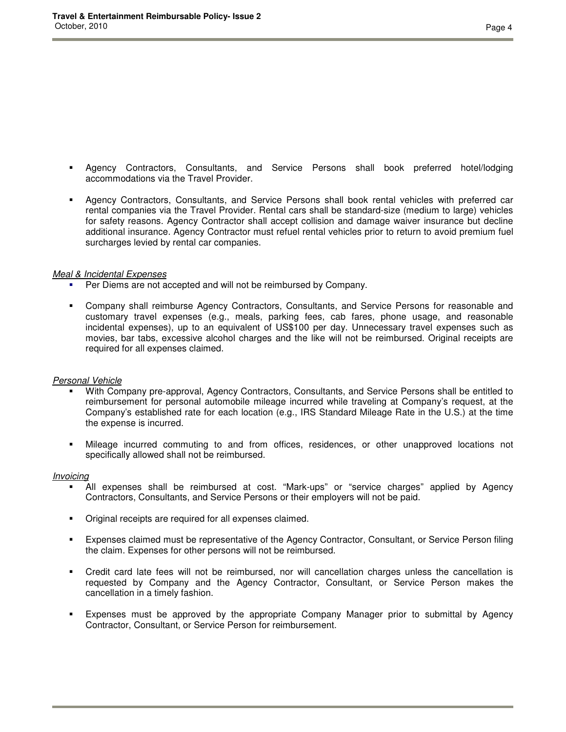- Agency Contractors, Consultants, and Service Persons shall book preferred hotel/lodging accommodations via the Travel Provider.

- Agency Contractors, Consultants, and Service Persons shall book rental vehicles with preferred car rental companies via the Travel Provider. Rental cars shall be standard-size (medium to large) vehicles for safety reasons. Agency Contractor shall accept collision and damage waiver insurance but decline additional insurance. Agency Contractor must refuel rental vehicles prior to return to avoid premium fuel surcharges levied by rental car companies.

*Meal & Incidental Expenses*

- Per Diems are not accepted and will not be reimbursed by Company.

- Company shall reimburse Agency Contractors, Consultants, and Service Persons for reasonable and customary travel expenses (e.g., meals, parking fees, cab fares, phone usage, and reasonable incidental expenses), up to an equivalent of US$100 per day. Unnecessary travel expenses such as movies, bar tabs, excessive alcohol charges and the like will not be reimbursed. Original receipts are required for all expenses claimed.

*Personal Vehicle*

- With Company pre-approval, Agency Contractors, Consultants, and Service Persons shall be entitled to reimbursement for personal automobile mileage incurred while traveling at Company's request, at the Company's established rate for each location (e.g., IRS Standard Mileage Rate in the U.S.) at the time the expense is incurred.

- Mileage incurred commuting to and from offices, residences, or other unapproved locations not specifically allowed shall not be reimbursed.

*Invoicing*

- All expenses shall be reimbursed at cost. "Mark-ups" or "service charges" applied by Agency Contractors, Consultants, and Service Persons or their employers will not be paid.

- Original receipts are required for all expenses claimed.

- Expenses claimed must be representative of the Agency Contractor, Consultant, or Service Person filing the claim. Expenses for other persons will not be reimbursed.

- Credit card late fees will not be reimbursed, nor will cancellation charges unless the cancellation is requested by Company and the Agency Contractor, Consultant, or Service Person makes the cancellation in a timely fashion.

- Expenses must be approved by the appropriate Company Manager prior to submittal by Agency Contractor, Consultant, or Service Person for reimbursement.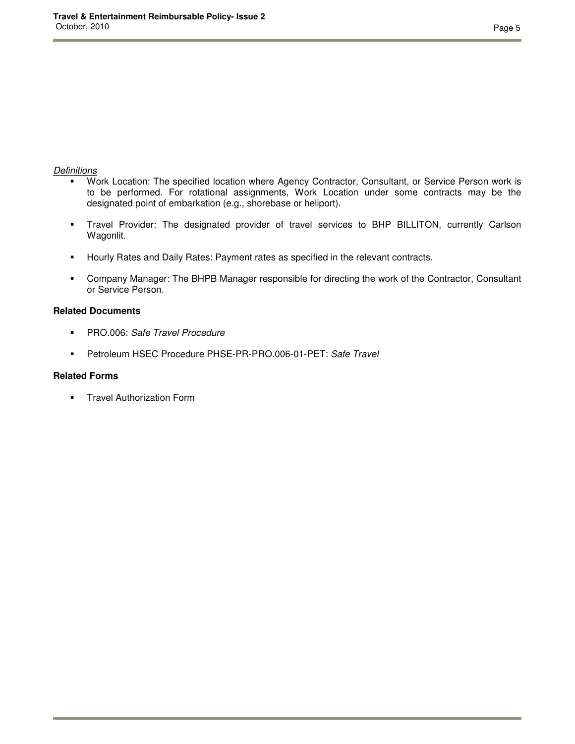*Definitions*

- Work Location: The specified location where Agency Contractor, Consultant, or Service Person work is to be performed. For rotational assignments, Work Location under some contracts may be the designated point of embarkation (e.g., shorebase or heliport).
- Travel Provider: The designated provider of travel services to BHP BILLITON, currently Carlson Wagonlit.
- Hourly Rates and Daily Rates: Payment rates as specified in the relevant contracts.
- Company Manager: The BHPB Manager responsible for directing the work of the Contractor, Consultant or Service Person.

**Related Documents**

- PRO.006: *Safe Travel Procedure*
- Petroleum HSEC Procedure PHSE-PR-PRO.006-01-PET: *Safe Travel*

**Related Forms**

- Travel Authorization Form